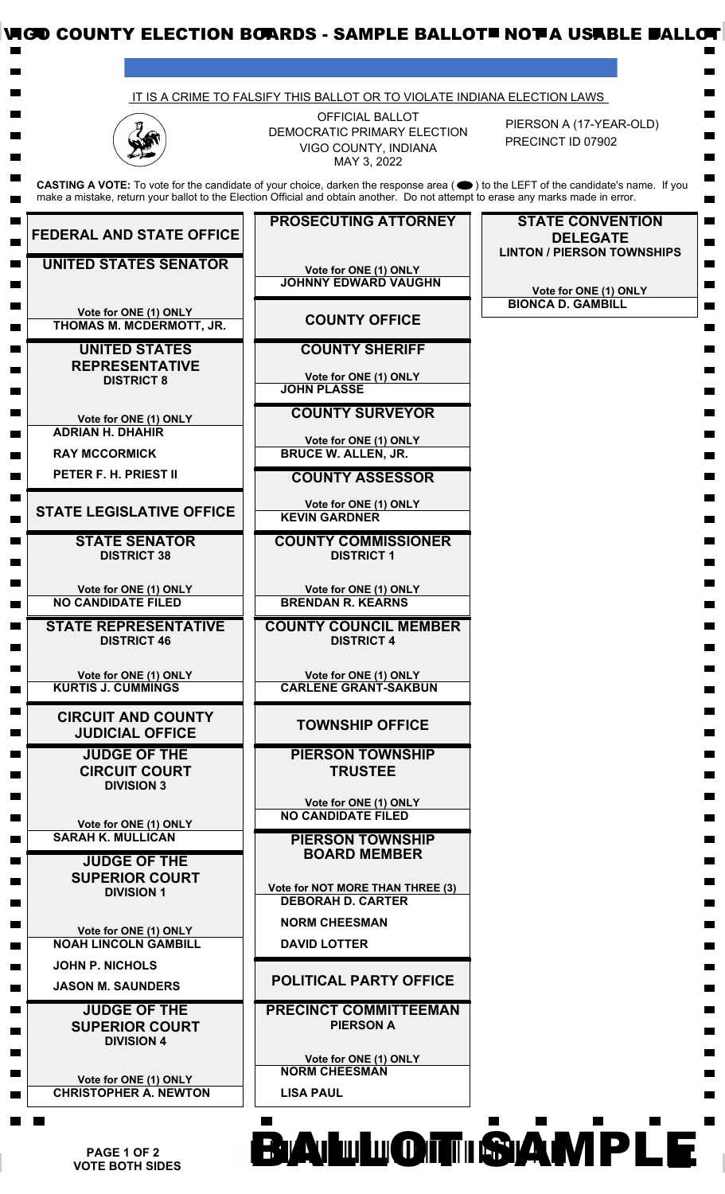VIGO COUNTY ELECTION BOARDS - SAMPLE BALLOT NOT A USABLE BALLOT

IT IS A CRIME TO FALSIFY THIS BALLOT OR TO VIOLATE INDIANA ELECTION LAWS

OFFICIAL BALLOT
DEMOCRATIC PRIMARY ELECTION
VIGO COUNTY, INDIANA
MAY 3, 2022

PIERSON A (17-YEAR-OLD)
PRECINCT ID 07902

**CASTING A VOTE:** To vote for the candidate of your choice, darken the response area ( ⬬ ) to the LEFT of the candidate's name. If you make a mistake, return your ballot to the Election Official and obtain another. Do not attempt to erase any marks made in error.

## FEDERAL AND STATE OFFICE

### UNITED STATES SENATOR

Vote for ONE (1) ONLY

- THOMAS M. MCDERMOTT, JR.

### UNITED STATES REPRESENTATIVE
**DISTRICT 8**

Vote for ONE (1) ONLY

- ADRIAN H. DHAHIR
- RAY MCCORMICK
- PETER F. H. PRIEST II

## STATE LEGISLATIVE OFFICE

### STATE SENATOR
**DISTRICT 38**

Vote for ONE (1) ONLY

- NO CANDIDATE FILED

### STATE REPRESENTATIVE
**DISTRICT 46**

Vote for ONE (1) ONLY

- KURTIS J. CUMMINGS

## CIRCUIT AND COUNTY JUDICIAL OFFICE

### JUDGE OF THE CIRCUIT COURT
**DIVISION 3**

Vote for ONE (1) ONLY

- SARAH K. MULLICAN

### JUDGE OF THE SUPERIOR COURT
**DIVISION 1**

Vote for ONE (1) ONLY

- NOAH LINCOLN GAMBILL
- JOHN P. NICHOLS
- JASON M. SAUNDERS

### JUDGE OF THE SUPERIOR COURT
**DIVISION 4**

Vote for ONE (1) ONLY

- CHRISTOPHER A. NEWTON

### PROSECUTING ATTORNEY

Vote for ONE (1) ONLY

- JOHNNY EDWARD VAUGHN

## COUNTY OFFICE

### COUNTY SHERIFF

Vote for ONE (1) ONLY

- JOHN PLASSE

### COUNTY SURVEYOR

Vote for ONE (1) ONLY

- BRUCE W. ALLEN, JR.

### COUNTY ASSESSOR

Vote for ONE (1) ONLY

- KEVIN GARDNER

### COUNTY COMMISSIONER
**DISTRICT 1**

Vote for ONE (1) ONLY

- BRENDAN R. KEARNS

### COUNTY COUNCIL MEMBER
**DISTRICT 4**

Vote for ONE (1) ONLY

- CARLENE GRANT-SAKBUN

## TOWNSHIP OFFICE

### PIERSON TOWNSHIP TRUSTEE

Vote for ONE (1) ONLY

- NO CANDIDATE FILED

### PIERSON TOWNSHIP BOARD MEMBER

Vote for NOT MORE THAN THREE (3)

- DEBORAH D. CARTER
- NORM CHEESMAN
- DAVID LOTTER

## POLITICAL PARTY OFFICE

### PRECINCT COMMITTEEMAN
**PIERSON A**

Vote for ONE (1) ONLY

- NORM CHEESMAN
- LISA PAUL

### STATE CONVENTION DELEGATE
**LINTON / PIERSON TOWNSHIPS**

Vote for ONE (1) ONLY

- BIONCA D. GAMBILL

VOTE BOTH SIDES

BALLOT SAMPLE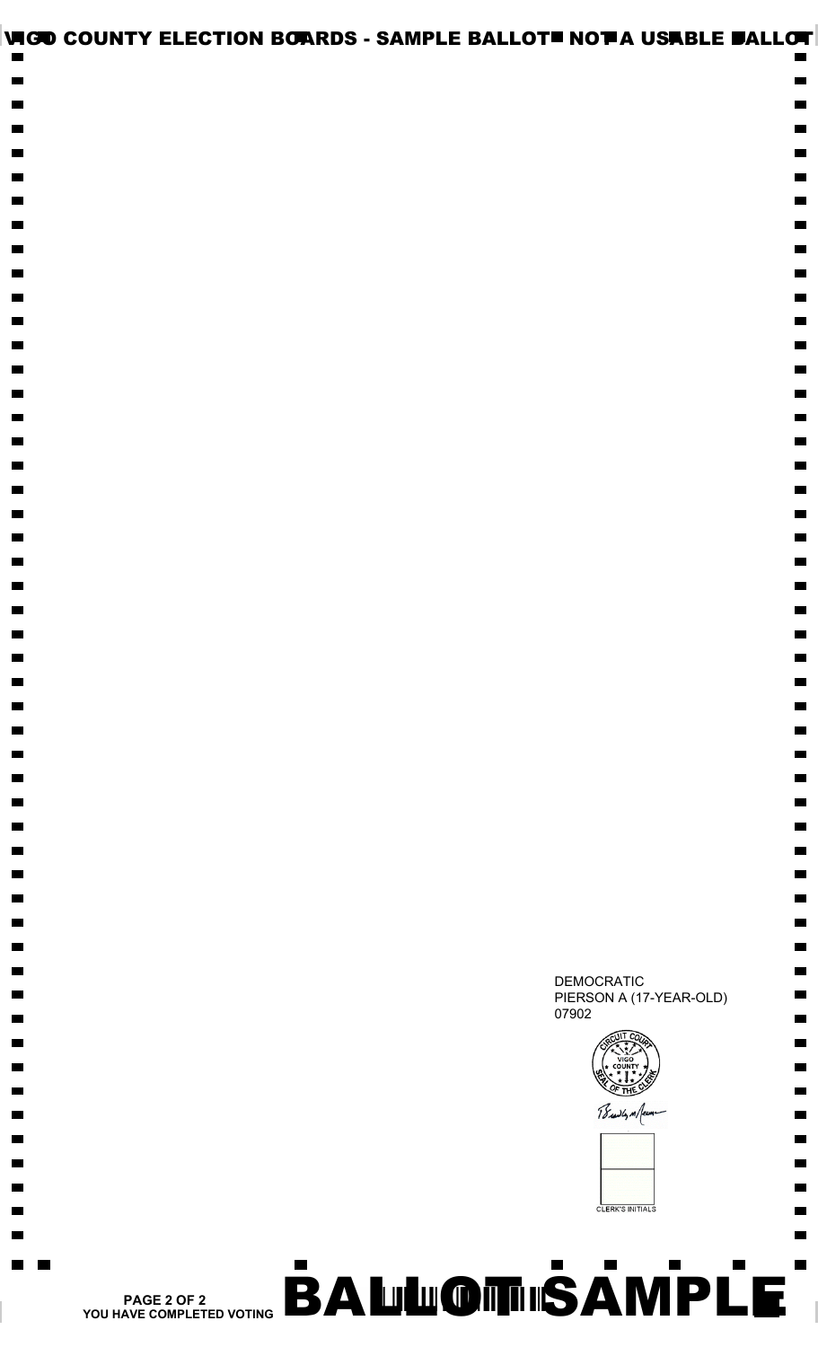VIGO COUNTY ELECTION BOARDS - SAMPLE BALLOT NOT A USABLE BALLOT

DEMOCRATIC
PIERSON A (17-YEAR-OLD)
07902

CIRCUIT COURT VIGO COUNTY SEAL OF THE CLERK

CLERK'S INITIALS

YOU HAVE COMPLETED VOTING

BALLOT SAMPLE